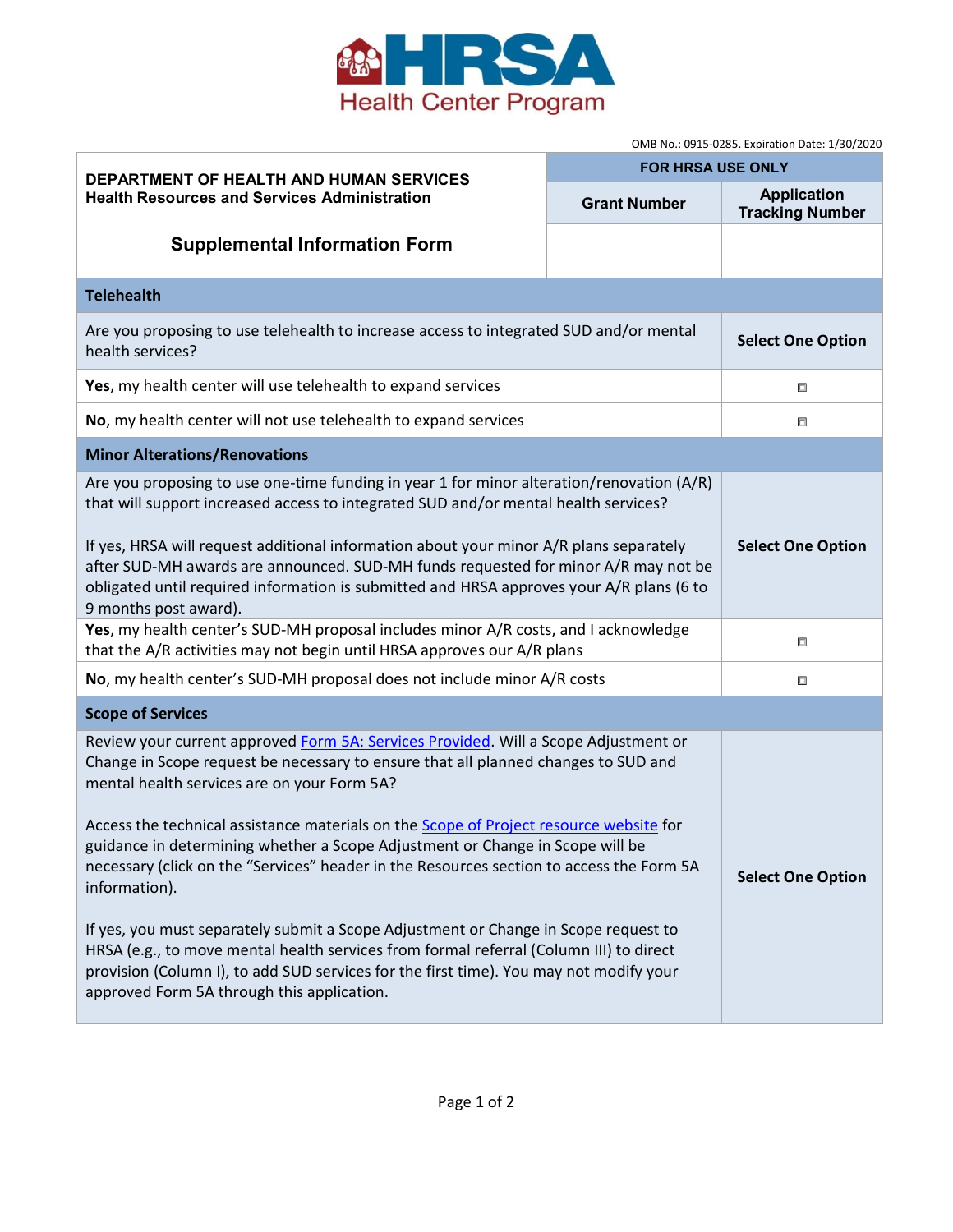HRSA Health Center Program

OMB No.: 0915-0285. Expiration Date: 1/30/2020

| **DEPARTMENT OF HEALTH AND HUMAN SERVICES**<br>**Health Resources and Services Administration** | **FOR HRSA USE ONLY** | |
|---|---|---|
| | **Grant Number** | **Application Tracking Number** |
| **Supplemental Information Form** | | |

| **Telehealth** | |
|---|---|
| Are you proposing to use telehealth to increase access to integrated SUD and/or mental health services? | **Select One Option** |
| **Yes**, my health center will use telehealth to expand services | ☐ |
| **No**, my health center will not use telehealth to expand services | ☐ |
| **Minor Alterations/Renovations** | |
| Are you proposing to use one-time funding in year 1 for minor alteration/renovation (A/R) that will support increased access to integrated SUD and/or mental health services?<br><br>If yes, HRSA will request additional information about your minor A/R plans separately after SUD-MH awards are announced. SUD-MH funds requested for minor A/R may not be obligated until required information is submitted and HRSA approves your A/R plans (6 to 9 months post award). | **Select One Option** |
| **Yes**, my health center's SUD-MH proposal includes minor A/R costs, and I acknowledge that the A/R activities may not begin until HRSA approves our A/R plans | ☐ |
| **No**, my health center's SUD-MH proposal does not include minor A/R costs | ☐ |
| **Scope of Services** | |
| Review your current approved Form 5A: Services Provided. Will a Scope Adjustment or Change in Scope request be necessary to ensure that all planned changes to SUD and mental health services are on your Form 5A?<br><br>Access the technical assistance materials on the Scope of Project resource website for guidance in determining whether a Scope Adjustment or Change in Scope will be necessary (click on the "Services" header in the Resources section to access the Form 5A information).<br><br>If yes, you must separately submit a Scope Adjustment or Change in Scope request to HRSA (e.g., to move mental health services from formal referral (Column III) to direct provision (Column I), to add SUD services for the first time). You may not modify your approved Form 5A through this application. | **Select One Option** |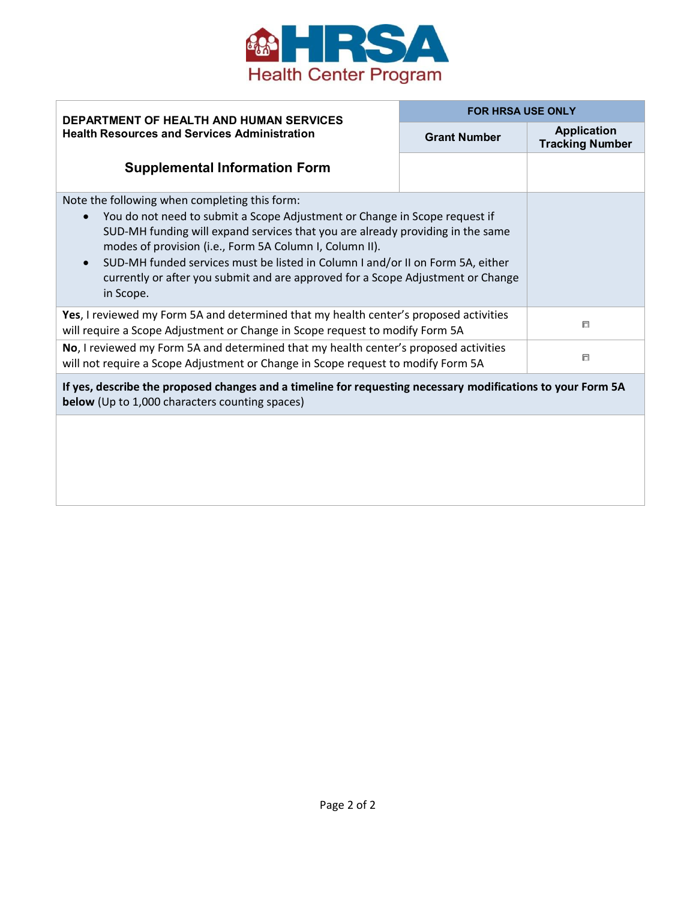HRSA Health Center Program

| DEPARTMENT OF HEALTH AND HUMAN SERVICES<br>Health Resources and Services Administration<br><br>**Supplemental Information Form** | FOR HRSA USE ONLY | |
|---|---|---|
| | Grant Number | Application Tracking Number |
| | | |

Note the following when completing this form:

- You do not need to submit a Scope Adjustment or Change in Scope request if SUD-MH funding will expand services that you are already providing in the same modes of provision (i.e., Form 5A Column I, Column II).
- SUD-MH funded services must be listed in Column I and/or II on Form 5A, either currently or after you submit and are approved for a Scope Adjustment or Change in Scope.

| | |
|---|---|
| **Yes**, I reviewed my Form 5A and determined that my health center's proposed activities will require a Scope Adjustment or Change in Scope request to modify Form 5A | ☐ |
| **No**, I reviewed my Form 5A and determined that my health center's proposed activities will not require a Scope Adjustment or Change in Scope request to modify Form 5A | ☐ |

**If yes, describe the proposed changes and a timeline for requesting necessary modifications to your Form 5A below** (Up to 1,000 characters counting spaces)